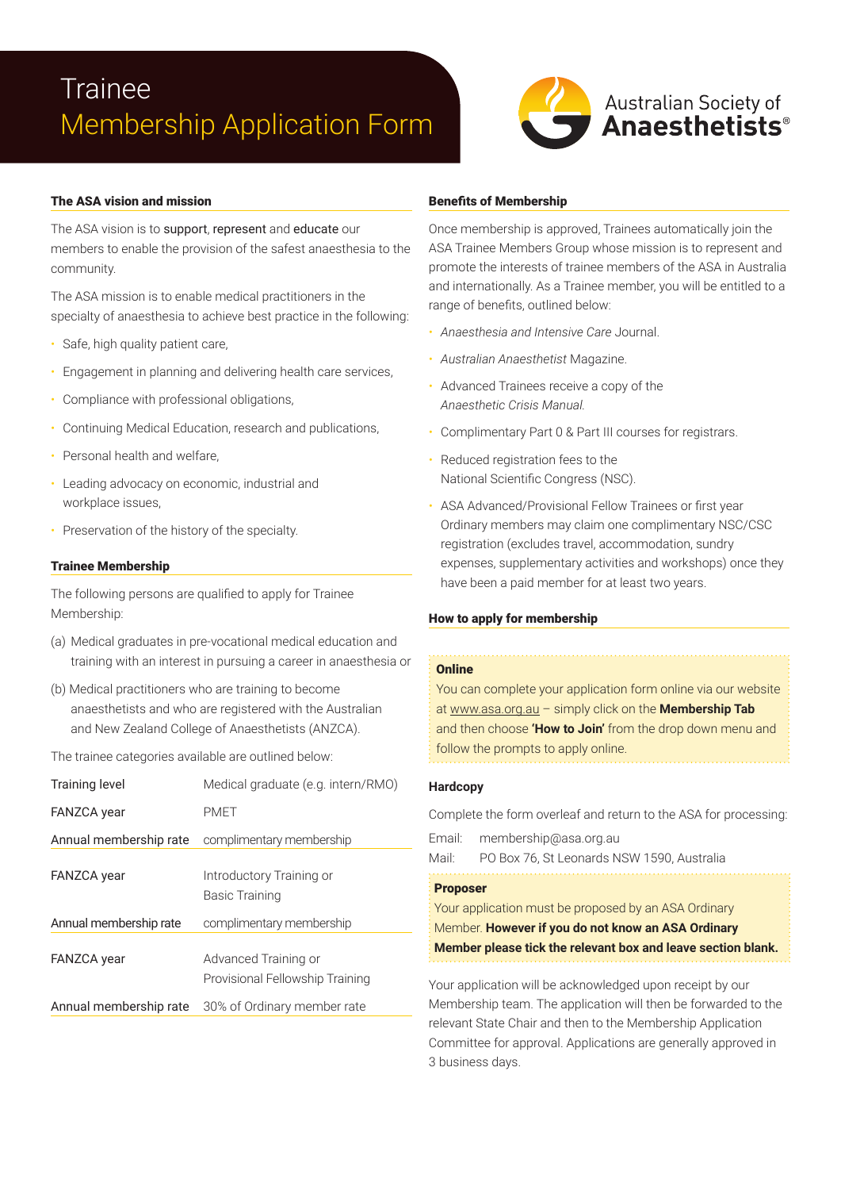# Trainee Membership Application Form

Australian Society of **Anaesthetists**®

## The ASA vision and mission

The ASA vision is to support, represent and educate our members to enable the provision of the safest anaesthesia to the community.

The ASA mission is to enable medical practitioners in the specialty of anaesthesia to achieve best practice in the following:

- Safe, high quality patient care,
- Engagement in planning and delivering health care services,
- Compliance with professional obligations,
- Continuing Medical Education, research and publications,
- Personal health and welfare,
- Leading advocacy on economic, industrial and workplace issues,
- Preservation of the history of the specialty.

## Trainee Membership

The following persons are qualified to apply for Trainee Membership:

(a) Medical graduates in pre-vocational medical education and training with an interest in pursuing a career in anaesthesia or

(b) Medical practitioners who are training to become anaesthetists and who are registered with the Australian and New Zealand College of Anaesthetists (ANZCA).

The trainee categories available are outlined below:

| | |
|---|---|
| Training level | Medical graduate (e.g. intern/RMO) |
| FANZCA year | PMET |
| Annual membership rate | complimentary membership |
| FANZCA year | Introductory Training or Basic Training |
| Annual membership rate | complimentary membership |
| FANZCA year | Advanced Training or Provisional Fellowship Training |
| Annual membership rate | 30% of Ordinary member rate |

## Benefits of Membership

Once membership is approved, Trainees automatically join the ASA Trainee Members Group whose mission is to represent and promote the interests of trainee members of the ASA in Australia and internationally. As a Trainee member, you will be entitled to a range of benefits, outlined below:

- *Anaesthesia and Intensive Care* Journal.
- *Australian Anaesthetist* Magazine.
- Advanced Trainees receive a copy of the *Anaesthetic Crisis Manual.*
- Complimentary Part 0 & Part III courses for registrars.
- Reduced registration fees to the National Scientific Congress (NSC).
- ASA Advanced/Provisional Fellow Trainees or first year Ordinary members may claim one complimentary NSC/CSC registration (excludes travel, accommodation, sundry expenses, supplementary activities and workshops) once they have been a paid member for at least two years.

## How to apply for membership

### Online

You can complete your application form online via our website at www.asa.org.au – simply click on the **Membership Tab** and then choose **'How to Join'** from the drop down menu and follow the prompts to apply online.

### Hardcopy

Complete the form overleaf and return to the ASA for processing:

Email: membership@asa.org.au

Mail: PO Box 76, St Leonards NSW 1590, Australia

### Proposer

Your application must be proposed by an ASA Ordinary Member. **However if you do not know an ASA Ordinary Member please tick the relevant box and leave section blank.**

Your application will be acknowledged upon receipt by our Membership team. The application will then be forwarded to the relevant State Chair and then to the Membership Application Committee for approval. Applications are generally approved in 3 business days.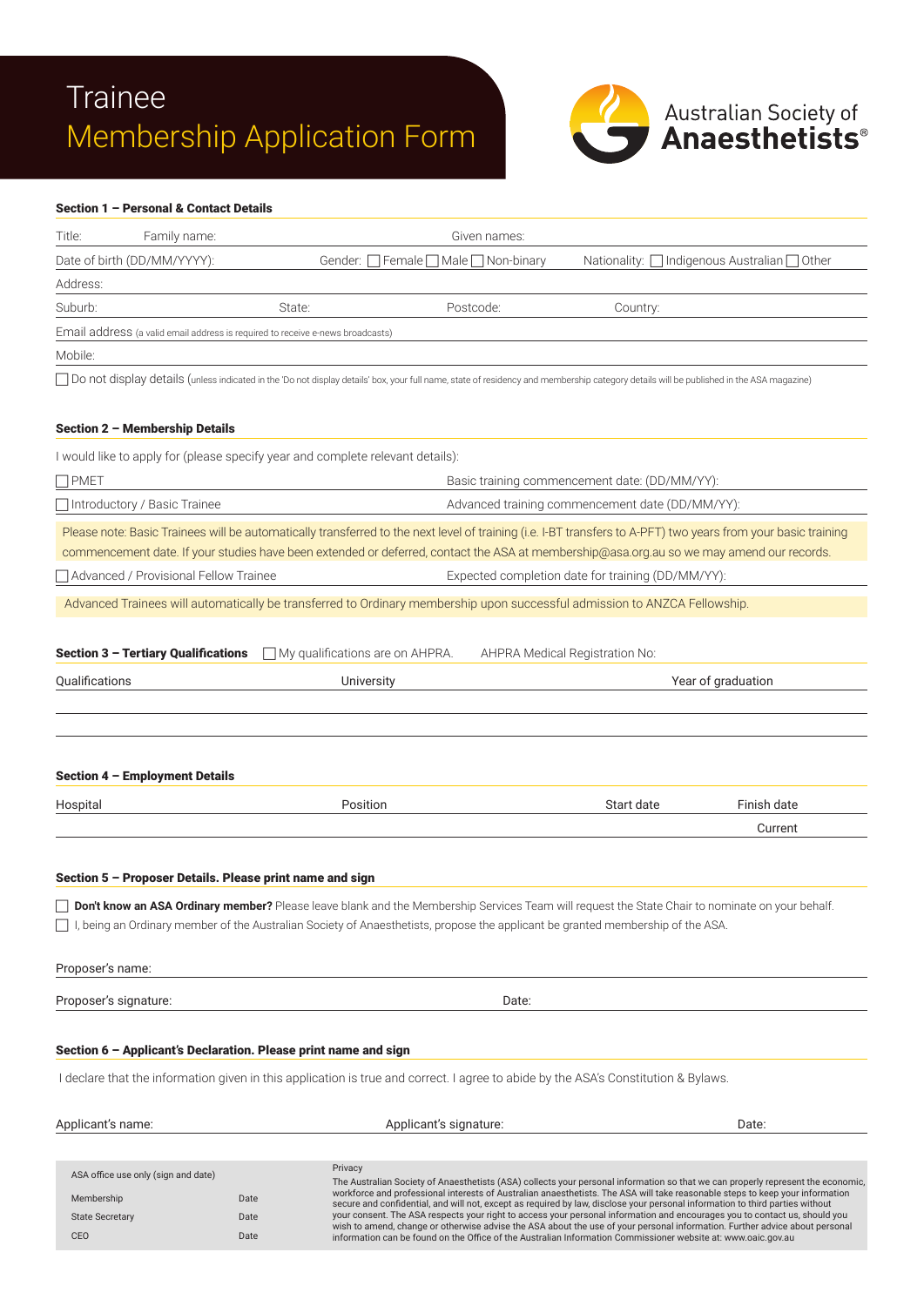# Trainee Membership Application Form

Australian Society of **Anaesthetists**®

### Section 1 – Personal & Contact Details

Title: Family name: Given names:

Date of birth (DD/MM/YYYY): Gender: ☐ Female ☐ Male ☐ Non-binary Nationality: ☐ Indigenous Australian ☐ Other

Address:

Suburb: State: Postcode: Country:

Email address (a valid email address is required to receive e-news broadcasts)

Mobile:

☐ Do not display details (unless indicated in the 'Do not display details' box, your full name, state of residency and membership category details will be published in the ASA magazine)

### Section 2 – Membership Details

I would like to apply for (please specify year and complete relevant details):

☐ PMET Basic training commencement date: (DD/MM/YY):

☐ Introductory / Basic Trainee Advanced training commencement date (DD/MM/YY):

Please note: Basic Trainees will be automatically transferred to the next level of training (i.e. I-BT transfers to A-PFT) two years from your basic training commencement date. If your studies have been extended or deferred, contact the ASA at membership@asa.org.au so we may amend our records.

☐ Advanced / Provisional Fellow Trainee Expected completion date for training (DD/MM/YY):

Advanced Trainees will automatically be transferred to Ordinary membership upon successful admission to ANZCA Fellowship.

### Section 3 – Tertiary Qualifications

☐ My qualifications are on AHPRA. AHPRA Medical Registration No:

| Qualifications | University | Year of graduation |
|---|---|---|
| | | |
| | | |

### Section 4 – Employment Details

| Hospital | Position | Start date | Finish date |
|---|---|---|---|
| | | | Current |

### Section 5 – Proposer Details. Please print name and sign

☐ **Don't know an ASA Ordinary member?** Please leave blank and the Membership Services Team will request the State Chair to nominate on your behalf.

☐ I, being an Ordinary member of the Australian Society of Anaesthetists, propose the applicant be granted membership of the ASA.

Proposer's name:

Proposer's signature: Date:

### Section 6 – Applicant's Declaration. Please print name and sign

I declare that the information given in this application is true and correct. I agree to abide by the ASA's Constitution & Bylaws.

Applicant's name: Applicant's signature: Date:

| ASA office use only (sign and date) | |
|---|---|
| Membership | Date |
| State Secretary | Date |
| CEO | Date |

Privacy

The Australian Society of Anaesthetists (ASA) collects your personal information so that we can properly represent the economic, workforce and professional interests of Australian anaesthetists. The ASA will take reasonable steps to keep your information secure and confidential, and will not, except as required by law, disclose your personal information to third parties without your consent. The ASA respects your right to access your personal information and encourages you to contact us, should you wish to amend, change or otherwise advise the ASA about the use of your personal information. Further advice about personal information can be found on the Office of the Australian Information Commissioner website at: www.oaic.gov.au